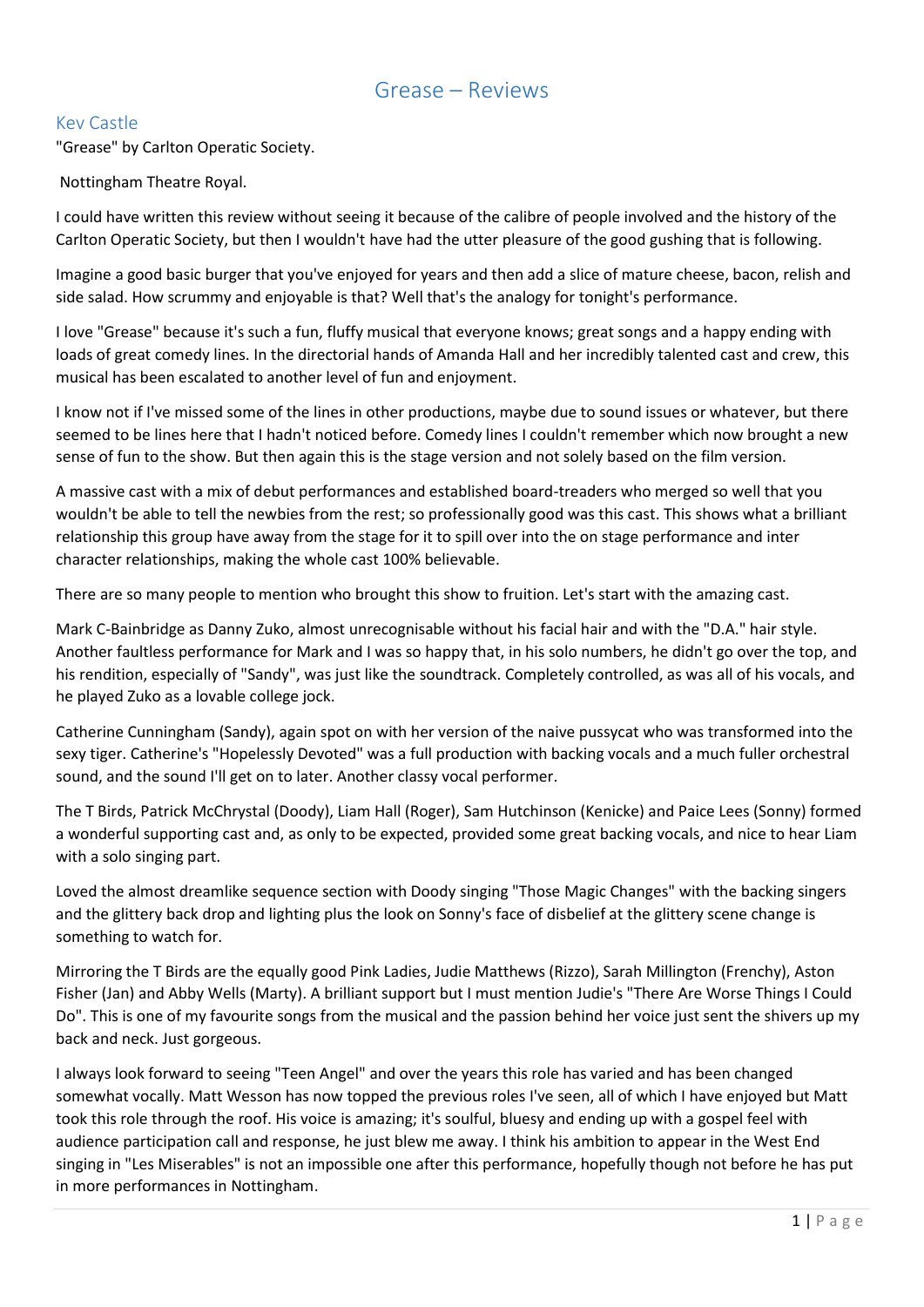# Grease – Reviews

## Kev Castle

"Grease" by Carlton Operatic Society.

Nottingham Theatre Royal.

I could have written this review without seeing it because of the calibre of people involved and the history of the Carlton Operatic Society, but then I wouldn't have had the utter pleasure of the good gushing that is following.

Imagine a good basic burger that you've enjoyed for years and then add a slice of mature cheese, bacon, relish and side salad. How scrummy and enjoyable is that? Well that's the analogy for tonight's performance.

I love "Grease" because it's such a fun, fluffy musical that everyone knows; great songs and a happy ending with loads of great comedy lines. In the directorial hands of Amanda Hall and her incredibly talented cast and crew, this musical has been escalated to another level of fun and enjoyment.

I know not if I've missed some of the lines in other productions, maybe due to sound issues or whatever, but there seemed to be lines here that I hadn't noticed before. Comedy lines I couldn't remember which now brought a new sense of fun to the show. But then again this is the stage version and not solely based on the film version.

A massive cast with a mix of debut performances and established board-treaders who merged so well that you wouldn't be able to tell the newbies from the rest; so professionally good was this cast. This shows what a brilliant relationship this group have away from the stage for it to spill over into the on stage performance and inter character relationships, making the whole cast 100% believable.

There are so many people to mention who brought this show to fruition. Let's start with the amazing cast.

Mark C-Bainbridge as Danny Zuko, almost unrecognisable without his facial hair and with the "D.A." hair style. Another faultless performance for Mark and I was so happy that, in his solo numbers, he didn't go over the top, and his rendition, especially of "Sandy", was just like the soundtrack. Completely controlled, as was all of his vocals, and he played Zuko as a lovable college jock.

Catherine Cunningham (Sandy), again spot on with her version of the naive pussycat who was transformed into the sexy tiger. Catherine's "Hopelessly Devoted" was a full production with backing vocals and a much fuller orchestral sound, and the sound I'll get on to later. Another classy vocal performer.

The T Birds, Patrick McChrystal (Doody), Liam Hall (Roger), Sam Hutchinson (Kenicke) and Paice Lees (Sonny) formed a wonderful supporting cast and, as only to be expected, provided some great backing vocals, and nice to hear Liam with a solo singing part.

Loved the almost dreamlike sequence section with Doody singing "Those Magic Changes" with the backing singers and the glittery back drop and lighting plus the look on Sonny's face of disbelief at the glittery scene change is something to watch for.

Mirroring the T Birds are the equally good Pink Ladies, Judie Matthews (Rizzo), Sarah Millington (Frenchy), Aston Fisher (Jan) and Abby Wells (Marty). A brilliant support but I must mention Judie's "There Are Worse Things I Could Do". This is one of my favourite songs from the musical and the passion behind her voice just sent the shivers up my back and neck. Just gorgeous.

I always look forward to seeing "Teen Angel" and over the years this role has varied and has been changed somewhat vocally. Matt Wesson has now topped the previous roles I've seen, all of which I have enjoyed but Matt took this role through the roof. His voice is amazing; it's soulful, bluesy and ending up with a gospel feel with audience participation call and response, he just blew me away. I think his ambition to appear in the West End singing in "Les Miserables" is not an impossible one after this performance, hopefully though not before he has put in more performances in Nottingham.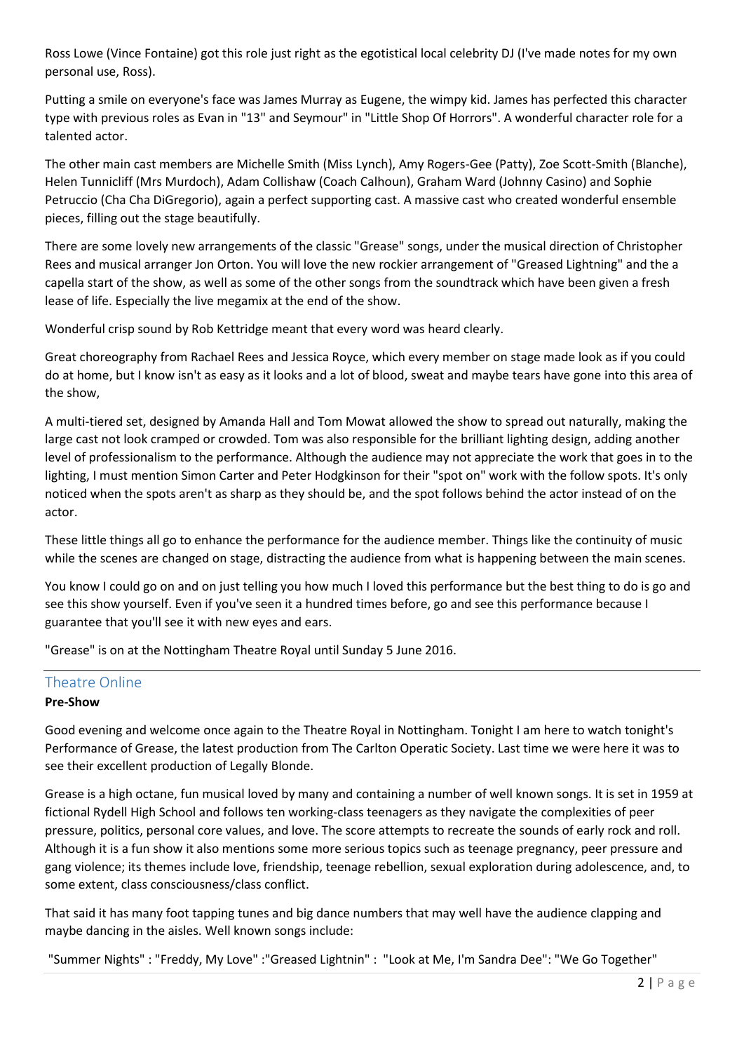Ross Lowe (Vince Fontaine) got this role just right as the egotistical local celebrity DJ (I've made notes for my own personal use, Ross).

Putting a smile on everyone's face was James Murray as Eugene, the wimpy kid. James has perfected this character type with previous roles as Evan in "13" and Seymour" in "Little Shop Of Horrors". A wonderful character role for a talented actor.

The other main cast members are Michelle Smith (Miss Lynch), Amy Rogers-Gee (Patty), Zoe Scott-Smith (Blanche), Helen Tunnicliff (Mrs Murdoch), Adam Collishaw (Coach Calhoun), Graham Ward (Johnny Casino) and Sophie Petruccio (Cha Cha DiGregorio), again a perfect supporting cast. A massive cast who created wonderful ensemble pieces, filling out the stage beautifully.

There are some lovely new arrangements of the classic "Grease" songs, under the musical direction of Christopher Rees and musical arranger Jon Orton. You will love the new rockier arrangement of "Greased Lightning" and the a capella start of the show, as well as some of the other songs from the soundtrack which have been given a fresh lease of life. Especially the live megamix at the end of the show.

Wonderful crisp sound by Rob Kettridge meant that every word was heard clearly.

Great choreography from Rachael Rees and Jessica Royce, which every member on stage made look as if you could do at home, but I know isn't as easy as it looks and a lot of blood, sweat and maybe tears have gone into this area of the show,

A multi-tiered set, designed by Amanda Hall and Tom Mowat allowed the show to spread out naturally, making the large cast not look cramped or crowded. Tom was also responsible for the brilliant lighting design, adding another level of professionalism to the performance. Although the audience may not appreciate the work that goes in to the lighting, I must mention Simon Carter and Peter Hodgkinson for their "spot on" work with the follow spots. It's only noticed when the spots aren't as sharp as they should be, and the spot follows behind the actor instead of on the actor.

These little things all go to enhance the performance for the audience member. Things like the continuity of music while the scenes are changed on stage, distracting the audience from what is happening between the main scenes.

You know I could go on and on just telling you how much I loved this performance but the best thing to do is go and see this show yourself. Even if you've seen it a hundred times before, go and see this performance because I guarantee that you'll see it with new eyes and ears.

"Grease" is on at the Nottingham Theatre Royal until Sunday 5 June 2016.

## Theatre Online

**Pre-Show**

Good evening and welcome once again to the Theatre Royal in Nottingham. Tonight I am here to watch tonight's Performance of Grease, the latest production from The Carlton Operatic Society. Last time we were here it was to see their excellent production of Legally Blonde.

Grease is a high octane, fun musical loved by many and containing a number of well known songs. It is set in 1959 at fictional Rydell High School and follows ten working-class teenagers as they navigate the complexities of peer pressure, politics, personal core values, and love. The score attempts to recreate the sounds of early rock and roll. Although it is a fun show it also mentions some more serious topics such as teenage pregnancy, peer pressure and gang violence; its themes include love, friendship, teenage rebellion, sexual exploration during adolescence, and, to some extent, class consciousness/class conflict.

That said it has many foot tapping tunes and big dance numbers that may well have the audience clapping and maybe dancing in the aisles. Well known songs include:

"Summer Nights" : "Freddy, My Love" :"Greased Lightnin" : "Look at Me, I'm Sandra Dee": "We Go Together"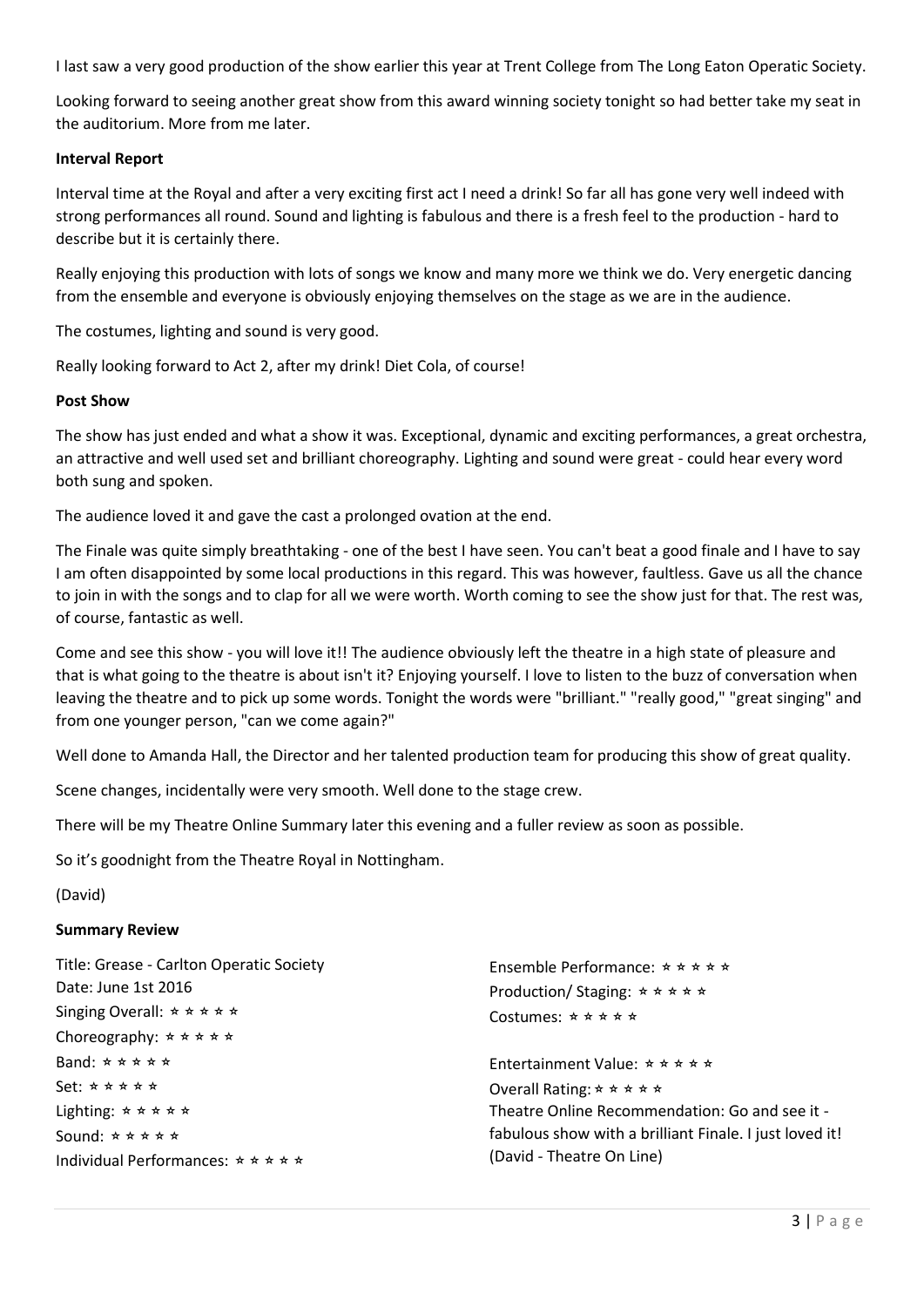I last saw a very good production of the show earlier this year at Trent College from The Long Eaton Operatic Society.

Looking forward to seeing another great show from this award winning society tonight so had better take my seat in the auditorium. More from me later.

**Interval Report**

Interval time at the Royal and after a very exciting first act I need a drink! So far all has gone very well indeed with strong performances all round. Sound and lighting is fabulous and there is a fresh feel to the production - hard to describe but it is certainly there.

Really enjoying this production with lots of songs we know and many more we think we do. Very energetic dancing from the ensemble and everyone is obviously enjoying themselves on the stage as we are in the audience.

The costumes, lighting and sound is very good.

Really looking forward to Act 2, after my drink! Diet Cola, of course!

**Post Show**

The show has just ended and what a show it was. Exceptional, dynamic and exciting performances, a great orchestra, an attractive and well used set and brilliant choreography. Lighting and sound were great - could hear every word both sung and spoken.

The audience loved it and gave the cast a prolonged ovation at the end.

The Finale was quite simply breathtaking - one of the best I have seen. You can't beat a good finale and I have to say I am often disappointed by some local productions in this regard. This was however, faultless. Gave us all the chance to join in with the songs and to clap for all we were worth. Worth coming to see the show just for that. The rest was, of course, fantastic as well.

Come and see this show - you will love it!! The audience obviously left the theatre in a high state of pleasure and that is what going to the theatre is about isn't it? Enjoying yourself. I love to listen to the buzz of conversation when leaving the theatre and to pick up some words. Tonight the words were "brilliant." "really good," "great singing" and from one younger person, "can we come again?"

Well done to Amanda Hall, the Director and her talented production team for producing this show of great quality.

Scene changes, incidentally were very smooth. Well done to the stage crew.

There will be my Theatre Online Summary later this evening and a fuller review as soon as possible.

So it's goodnight from the Theatre Royal in Nottingham.

(David)

**Summary Review**

Title: Grease - Carlton Operatic Society
Date: June 1st 2016
Singing Overall: ⭑ ⭑ ⭑ ⭑ ⭑
Choreography: ⭑ ⭑ ⭑ ⭑ ⭑
Band: ⭑ ⭑ ⭑ ⭑ ⭑
Set: ⭑ ⭑ ⭑ ⭑ ⭑
Lighting: ⭑ ⭑ ⭑ ⭑ ⭑
Sound: ⭑ ⭑ ⭑ ⭑ ⭑
Individual Performances: ⭑ ⭑ ⭑ ⭑ ⭑
Ensemble Performance: ⭑ ⭑ ⭑ ⭑ ⭑
Production/ Staging: ⭑ ⭑ ⭑ ⭑ ⭑
Costumes: ⭑ ⭑ ⭑ ⭑ ⭑

Entertainment Value: ⭑ ⭑ ⭑ ⭑ ⭑
Overall Rating: ⭑ ⭑ ⭑ ⭑ ⭑
Theatre Online Recommendation: Go and see it - fabulous show with a brilliant Finale. I just loved it!
(David - Theatre On Line)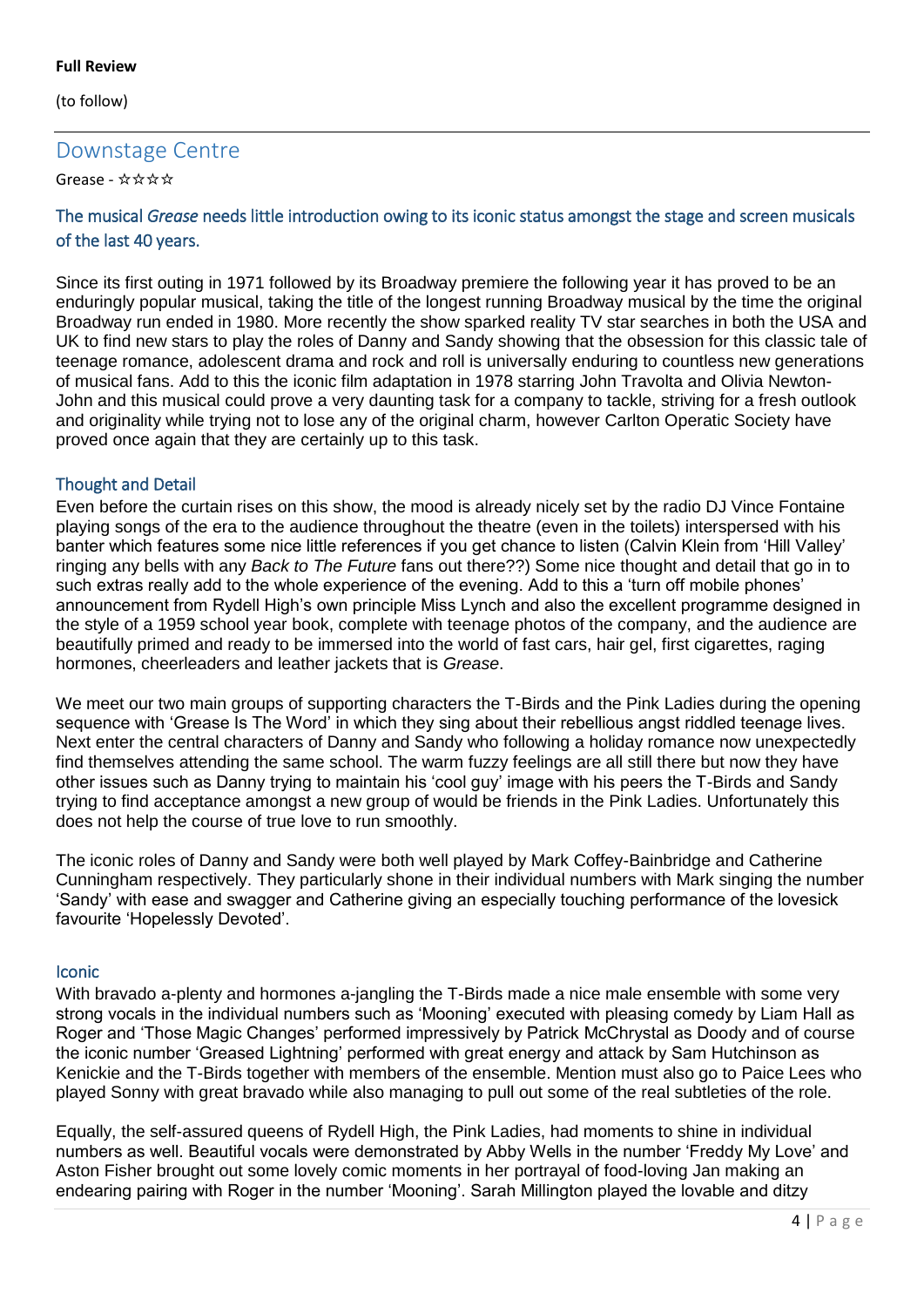**Full Review**

(to follow)

---

## Downstage Centre

Grease - ☆☆☆☆

### The musical *Grease* needs little introduction owing to its iconic status amongst the stage and screen musicals of the last 40 years.

Since its first outing in 1971 followed by its Broadway premiere the following year it has proved to be an enduringly popular musical, taking the title of the longest running Broadway musical by the time the original Broadway run ended in 1980. More recently the show sparked reality TV star searches in both the USA and UK to find new stars to play the roles of Danny and Sandy showing that the obsession for this classic tale of teenage romance, adolescent drama and rock and roll is universally enduring to countless new generations of musical fans. Add to this the iconic film adaptation in 1978 starring John Travolta and Olivia Newton-John and this musical could prove a very daunting task for a company to tackle, striving for a fresh outlook and originality while trying not to lose any of the original charm, however Carlton Operatic Society have proved once again that they are certainly up to this task.

### Thought and Detail

Even before the curtain rises on this show, the mood is already nicely set by the radio DJ Vince Fontaine playing songs of the era to the audience throughout the theatre (even in the toilets) interspersed with his banter which features some nice little references if you get chance to listen (Calvin Klein from 'Hill Valley' ringing any bells with any *Back to The Future* fans out there??) Some nice thought and detail that go in to such extras really add to the whole experience of the evening. Add to this a 'turn off mobile phones' announcement from Rydell High's own principle Miss Lynch and also the excellent programme designed in the style of a 1959 school year book, complete with teenage photos of the company, and the audience are beautifully primed and ready to be immersed into the world of fast cars, hair gel, first cigarettes, raging hormones, cheerleaders and leather jackets that is *Grease*.

We meet our two main groups of supporting characters the T-Birds and the Pink Ladies during the opening sequence with 'Grease Is The Word' in which they sing about their rebellious angst riddled teenage lives. Next enter the central characters of Danny and Sandy who following a holiday romance now unexpectedly find themselves attending the same school. The warm fuzzy feelings are all still there but now they have other issues such as Danny trying to maintain his 'cool guy' image with his peers the T-Birds and Sandy trying to find acceptance amongst a new group of would be friends in the Pink Ladies. Unfortunately this does not help the course of true love to run smoothly.

The iconic roles of Danny and Sandy were both well played by Mark Coffey-Bainbridge and Catherine Cunningham respectively. They particularly shone in their individual numbers with Mark singing the number 'Sandy' with ease and swagger and Catherine giving an especially touching performance of the lovesick favourite 'Hopelessly Devoted'.

### Iconic

With bravado a-plenty and hormones a-jangling the T-Birds made a nice male ensemble with some very strong vocals in the individual numbers such as 'Mooning' executed with pleasing comedy by Liam Hall as Roger and 'Those Magic Changes' performed impressively by Patrick McChrystal as Doody and of course the iconic number 'Greased Lightning' performed with great energy and attack by Sam Hutchinson as Kenickie and the T-Birds together with members of the ensemble. Mention must also go to Paice Lees who played Sonny with great bravado while also managing to pull out some of the real subtleties of the role.

Equally, the self-assured queens of Rydell High, the Pink Ladies, had moments to shine in individual numbers as well. Beautiful vocals were demonstrated by Abby Wells in the number 'Freddy My Love' and Aston Fisher brought out some lovely comic moments in her portrayal of food-loving Jan making an endearing pairing with Roger in the number 'Mooning'. Sarah Millington played the lovable and ditzy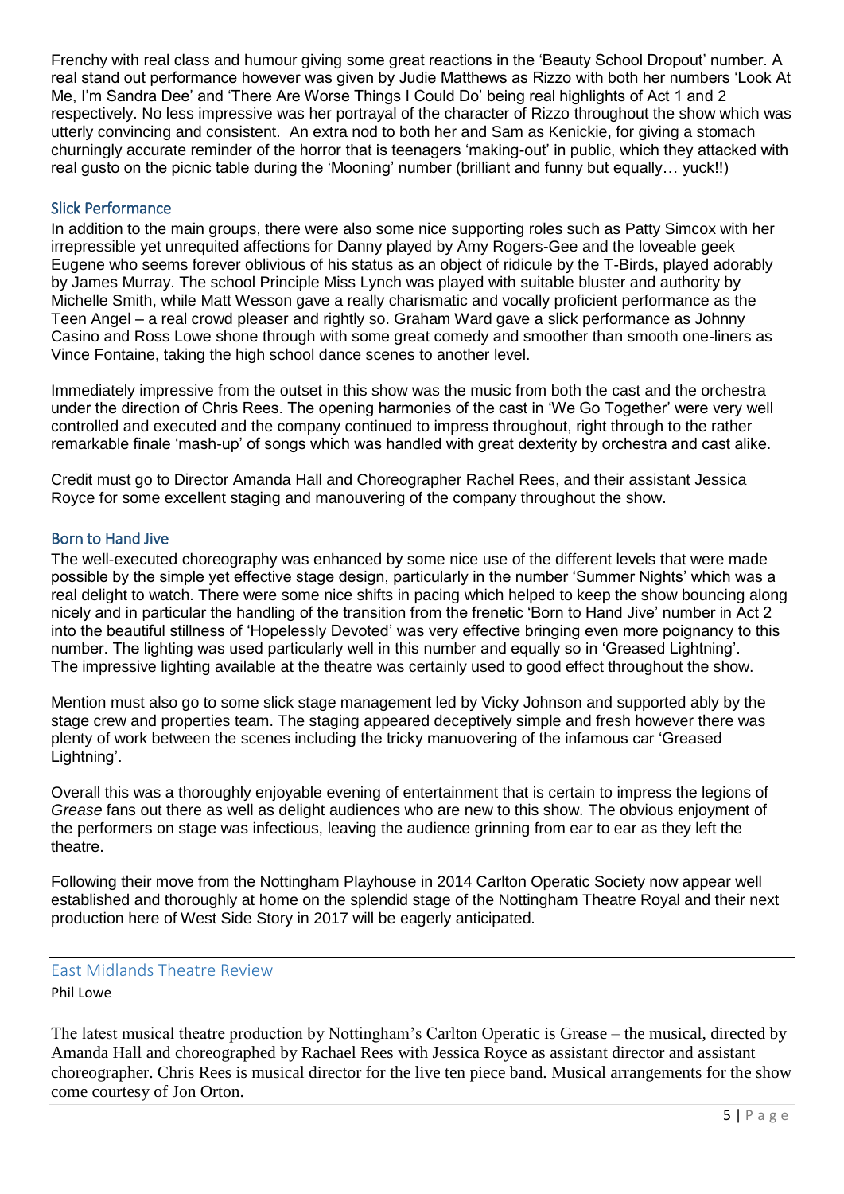Frenchy with real class and humour giving some great reactions in the 'Beauty School Dropout' number. A real stand out performance however was given by Judie Matthews as Rizzo with both her numbers 'Look At Me, I'm Sandra Dee' and 'There Are Worse Things I Could Do' being real highlights of Act 1 and 2 respectively. No less impressive was her portrayal of the character of Rizzo throughout the show which was utterly convincing and consistent. An extra nod to both her and Sam as Kenickie, for giving a stomach churningly accurate reminder of the horror that is teenagers 'making-out' in public, which they attacked with real gusto on the picnic table during the 'Mooning' number (brilliant and funny but equally… yuck!!)

### Slick Performance

In addition to the main groups, there were also some nice supporting roles such as Patty Simcox with her irrepressible yet unrequited affections for Danny played by Amy Rogers-Gee and the loveable geek Eugene who seems forever oblivious of his status as an object of ridicule by the T-Birds, played adorably by James Murray. The school Principle Miss Lynch was played with suitable bluster and authority by Michelle Smith, while Matt Wesson gave a really charismatic and vocally proficient performance as the Teen Angel – a real crowd pleaser and rightly so. Graham Ward gave a slick performance as Johnny Casino and Ross Lowe shone through with some great comedy and smoother than smooth one-liners as Vince Fontaine, taking the high school dance scenes to another level.

Immediately impressive from the outset in this show was the music from both the cast and the orchestra under the direction of Chris Rees. The opening harmonies of the cast in 'We Go Together' were very well controlled and executed and the company continued to impress throughout, right through to the rather remarkable finale 'mash-up' of songs which was handled with great dexterity by orchestra and cast alike.

Credit must go to Director Amanda Hall and Choreographer Rachel Rees, and their assistant Jessica Royce for some excellent staging and manouvering of the company throughout the show.

### Born to Hand Jive

The well-executed choreography was enhanced by some nice use of the different levels that were made possible by the simple yet effective stage design, particularly in the number 'Summer Nights' which was a real delight to watch. There were some nice shifts in pacing which helped to keep the show bouncing along nicely and in particular the handling of the transition from the frenetic 'Born to Hand Jive' number in Act 2 into the beautiful stillness of 'Hopelessly Devoted' was very effective bringing even more poignancy to this number. The lighting was used particularly well in this number and equally so in 'Greased Lightning'. The impressive lighting available at the theatre was certainly used to good effect throughout the show.

Mention must also go to some slick stage management led by Vicky Johnson and supported ably by the stage crew and properties team. The staging appeared deceptively simple and fresh however there was plenty of work between the scenes including the tricky manuovering of the infamous car 'Greased Lightning'.

Overall this was a thoroughly enjoyable evening of entertainment that is certain to impress the legions of *Grease* fans out there as well as delight audiences who are new to this show. The obvious enjoyment of the performers on stage was infectious, leaving the audience grinning from ear to ear as they left the theatre.

Following their move from the Nottingham Playhouse in 2014 Carlton Operatic Society now appear well established and thoroughly at home on the splendid stage of the Nottingham Theatre Royal and their next production here of West Side Story in 2017 will be eagerly anticipated.

---

## East Midlands Theatre Review

Phil Lowe

The latest musical theatre production by Nottingham's Carlton Operatic is Grease – the musical, directed by Amanda Hall and choreographed by Rachael Rees with Jessica Royce as assistant director and assistant choreographer. Chris Rees is musical director for the live ten piece band. Musical arrangements for the show come courtesy of Jon Orton.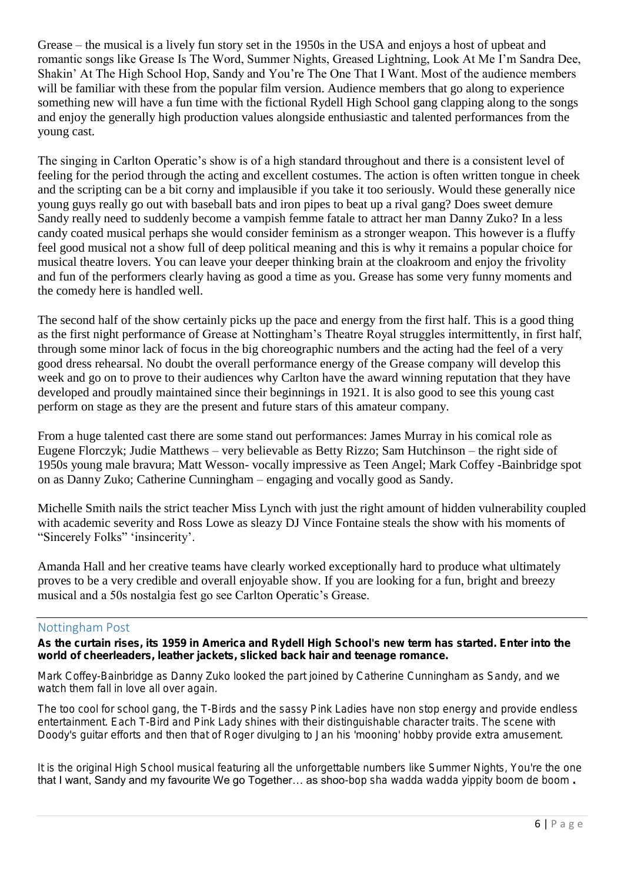Grease – the musical is a lively fun story set in the 1950s in the USA and enjoys a host of upbeat and romantic songs like Grease Is The Word, Summer Nights, Greased Lightning, Look At Me I'm Sandra Dee, Shakin' At The High School Hop, Sandy and You're The One That I Want. Most of the audience members will be familiar with these from the popular film version. Audience members that go along to experience something new will have a fun time with the fictional Rydell High School gang clapping along to the songs and enjoy the generally high production values alongside enthusiastic and talented performances from the young cast.

The singing in Carlton Operatic's show is of a high standard throughout and there is a consistent level of feeling for the period through the acting and excellent costumes. The action is often written tongue in cheek and the scripting can be a bit corny and implausible if you take it too seriously. Would these generally nice young guys really go out with baseball bats and iron pipes to beat up a rival gang? Does sweet demure Sandy really need to suddenly become a vampish femme fatale to attract her man Danny Zuko? In a less candy coated musical perhaps she would consider feminism as a stronger weapon. This however is a fluffy feel good musical not a show full of deep political meaning and this is why it remains a popular choice for musical theatre lovers. You can leave your deeper thinking brain at the cloakroom and enjoy the frivolity and fun of the performers clearly having as good a time as you. Grease has some very funny moments and the comedy here is handled well.

The second half of the show certainly picks up the pace and energy from the first half. This is a good thing as the first night performance of Grease at Nottingham's Theatre Royal struggles intermittently, in first half, through some minor lack of focus in the big choreographic numbers and the acting had the feel of a very good dress rehearsal. No doubt the overall performance energy of the Grease company will develop this week and go on to prove to their audiences why Carlton have the award winning reputation that they have developed and proudly maintained since their beginnings in 1921. It is also good to see this young cast perform on stage as they are the present and future stars of this amateur company.

From a huge talented cast there are some stand out performances: James Murray in his comical role as Eugene Florczyk; Judie Matthews – very believable as Betty Rizzo; Sam Hutchinson – the right side of 1950s young male bravura; Matt Wesson- vocally impressive as Teen Angel; Mark Coffey -Bainbridge spot on as Danny Zuko; Catherine Cunningham – engaging and vocally good as Sandy.

Michelle Smith nails the strict teacher Miss Lynch with just the right amount of hidden vulnerability coupled with academic severity and Ross Lowe as sleazy DJ Vince Fontaine steals the show with his moments of "Sincerely Folks" 'insincerity'.

Amanda Hall and her creative teams have clearly worked exceptionally hard to produce what ultimately proves to be a very credible and overall enjoyable show. If you are looking for a fun, bright and breezy musical and a 50s nostalgia fest go see Carlton Operatic's Grease.

## Nottingham Post

**As the curtain rises, its 1959 in America and Rydell High School's new term has started. Enter into the world of cheerleaders, leather jackets, slicked back hair and teenage romance.**

Mark Coffey-Bainbridge as Danny Zuko looked the part joined by Catherine Cunningham as Sandy, and we watch them fall in love all over again.

The too cool for school gang, the T-Birds and the sassy Pink Ladies have non stop energy and provide endless entertainment. Each T-Bird and Pink Lady shines with their distinguishable character traits. The scene with Doody's guitar efforts and then that of Roger divulging to Jan his 'mooning' hobby provide extra amusement.

It is the original High School musical featuring all the unforgettable numbers like Summer Nights, You're the one that I want, Sandy and my favourite We go Together… as shoo-bop sha wadda wadda yippity boom de boom .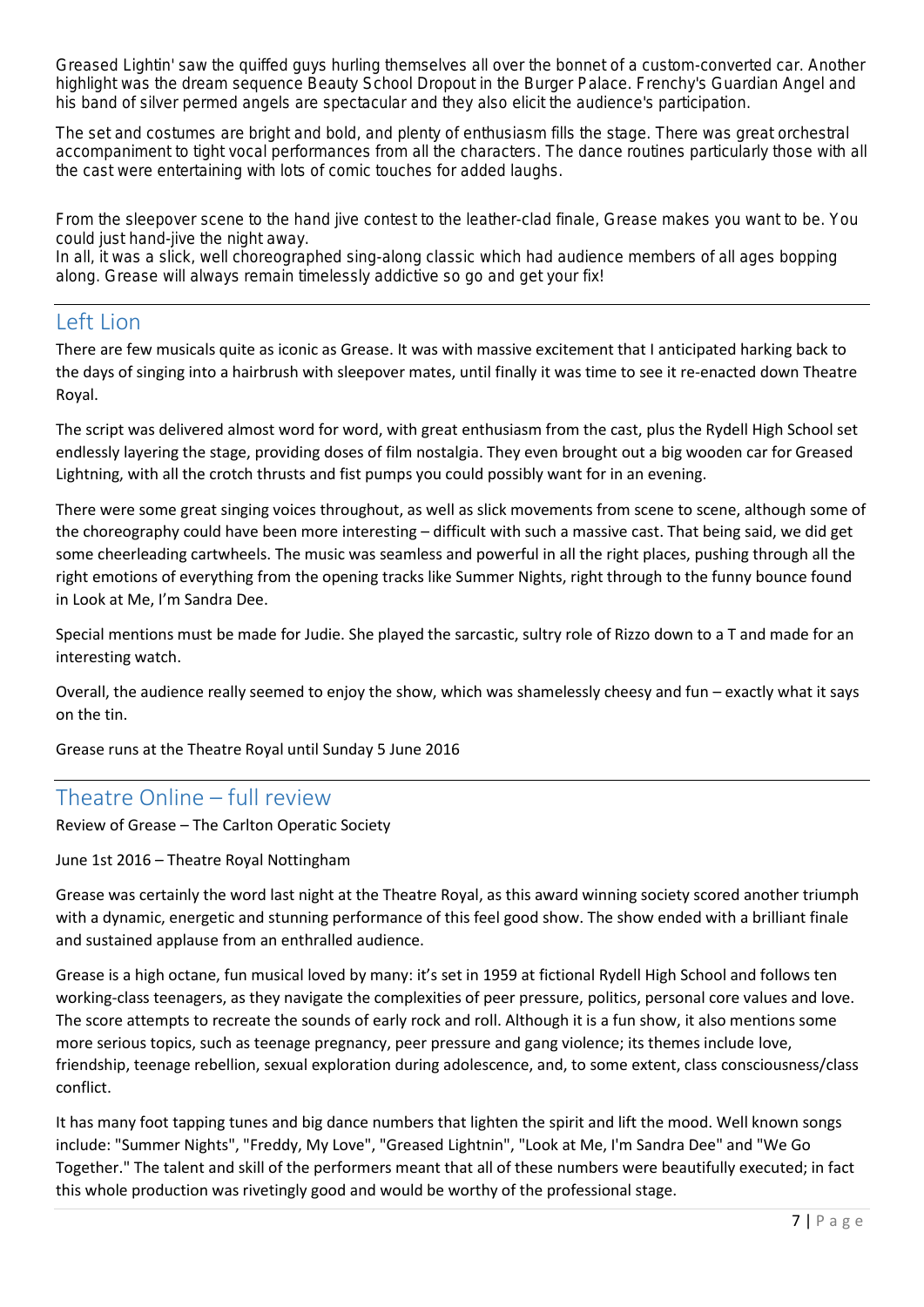Greased Lightin' saw the quiffed guys hurling themselves all over the bonnet of a custom-converted car. Another highlight was the dream sequence Beauty School Dropout in the Burger Palace. Frenchy's Guardian Angel and his band of silver permed angels are spectacular and they also elicit the audience's participation.

The set and costumes are bright and bold, and plenty of enthusiasm fills the stage. There was great orchestral accompaniment to tight vocal performances from all the characters. The dance routines particularly those with all the cast were entertaining with lots of comic touches for added laughs.

From the sleepover scene to the hand jive contest to the leather-clad finale, Grease makes you want to be. You could just hand-jive the night away.
In all, it was a slick, well choreographed sing-along classic which had audience members of all ages bopping along. Grease will always remain timelessly addictive so go and get your fix!

---

## Left Lion

There are few musicals quite as iconic as Grease. It was with massive excitement that I anticipated harking back to the days of singing into a hairbrush with sleepover mates, until finally it was time to see it re-enacted down Theatre Royal.

The script was delivered almost word for word, with great enthusiasm from the cast, plus the Rydell High School set endlessly layering the stage, providing doses of film nostalgia. They even brought out a big wooden car for Greased Lightning, with all the crotch thrusts and fist pumps you could possibly want for in an evening.

There were some great singing voices throughout, as well as slick movements from scene to scene, although some of the choreography could have been more interesting – difficult with such a massive cast. That being said, we did get some cheerleading cartwheels. The music was seamless and powerful in all the right places, pushing through all the right emotions of everything from the opening tracks like Summer Nights, right through to the funny bounce found in Look at Me, I'm Sandra Dee.

Special mentions must be made for Judie. She played the sarcastic, sultry role of Rizzo down to a T and made for an interesting watch.

Overall, the audience really seemed to enjoy the show, which was shamelessly cheesy and fun – exactly what it says on the tin.

Grease runs at the Theatre Royal until Sunday 5 June 2016

---

## Theatre Online – full review

Review of Grease – The Carlton Operatic Society

June 1st 2016 – Theatre Royal Nottingham

Grease was certainly the word last night at the Theatre Royal, as this award winning society scored another triumph with a dynamic, energetic and stunning performance of this feel good show. The show ended with a brilliant finale and sustained applause from an enthralled audience.

Grease is a high octane, fun musical loved by many: it's set in 1959 at fictional Rydell High School and follows ten working-class teenagers, as they navigate the complexities of peer pressure, politics, personal core values and love. The score attempts to recreate the sounds of early rock and roll. Although it is a fun show, it also mentions some more serious topics, such as teenage pregnancy, peer pressure and gang violence; its themes include love, friendship, teenage rebellion, sexual exploration during adolescence, and, to some extent, class consciousness/class conflict.

It has many foot tapping tunes and big dance numbers that lighten the spirit and lift the mood. Well known songs include: "Summer Nights", "Freddy, My Love", "Greased Lightnin", "Look at Me, I'm Sandra Dee" and "We Go Together." The talent and skill of the performers meant that all of these numbers were beautifully executed; in fact this whole production was rivetingly good and would be worthy of the professional stage.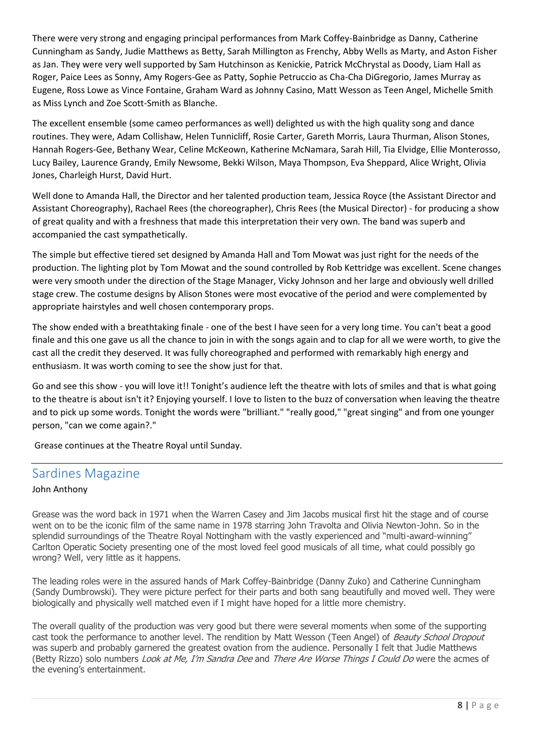There were very strong and engaging principal performances from Mark Coffey-Bainbridge as Danny, Catherine Cunningham as Sandy, Judie Matthews as Betty, Sarah Millington as Frenchy, Abby Wells as Marty, and Aston Fisher as Jan. They were very well supported by Sam Hutchinson as Kenickie, Patrick McChrystal as Doody, Liam Hall as Roger, Paice Lees as Sonny, Amy Rogers-Gee as Patty, Sophie Petruccio as Cha-Cha DiGregorio, James Murray as Eugene, Ross Lowe as Vince Fontaine, Graham Ward as Johnny Casino, Matt Wesson as Teen Angel, Michelle Smith as Miss Lynch and Zoe Scott-Smith as Blanche.

The excellent ensemble (some cameo performances as well) delighted us with the high quality song and dance routines. They were, Adam Collishaw, Helen Tunnicliff, Rosie Carter, Gareth Morris, Laura Thurman, Alison Stones, Hannah Rogers-Gee, Bethany Wear, Celine McKeown, Katherine McNamara, Sarah Hill, Tia Elvidge, Ellie Monterosso, Lucy Bailey, Laurence Grandy, Emily Newsome, Bekki Wilson, Maya Thompson, Eva Sheppard, Alice Wright, Olivia Jones, Charleigh Hurst, David Hurt.

Well done to Amanda Hall, the Director and her talented production team, Jessica Royce (the Assistant Director and Assistant Choreography), Rachael Rees (the choreographer), Chris Rees (the Musical Director) - for producing a show of great quality and with a freshness that made this interpretation their very own. The band was superb and accompanied the cast sympathetically.

The simple but effective tiered set designed by Amanda Hall and Tom Mowat was just right for the needs of the production. The lighting plot by Tom Mowat and the sound controlled by Rob Kettridge was excellent. Scene changes were very smooth under the direction of the Stage Manager, Vicky Johnson and her large and obviously well drilled stage crew. The costume designs by Alison Stones were most evocative of the period and were complemented by appropriate hairstyles and well chosen contemporary props.

The show ended with a breathtaking finale - one of the best I have seen for a very long time. You can't beat a good finale and this one gave us all the chance to join in with the songs again and to clap for all we were worth, to give the cast all the credit they deserved. It was fully choreographed and performed with remarkably high energy and enthusiasm. It was worth coming to see the show just for that.

Go and see this show - you will love it!! Tonight's audience left the theatre with lots of smiles and that is what going to the theatre is about isn't it? Enjoying yourself. I love to listen to the buzz of conversation when leaving the theatre and to pick up some words. Tonight the words were "brilliant." "really good," "great singing" and from one younger person, "can we come again?."

Grease continues at the Theatre Royal until Sunday.

---

## Sardines Magazine

John Anthony

Grease was the word back in 1971 when the Warren Casey and Jim Jacobs musical first hit the stage and of course went on to be the iconic film of the same name in 1978 starring John Travolta and Olivia Newton-John. So in the splendid surroundings of the Theatre Royal Nottingham with the vastly experienced and "multi-award-winning" Carlton Operatic Society presenting one of the most loved feel good musicals of all time, what could possibly go wrong? Well, very little as it happens.

The leading roles were in the assured hands of Mark Coffey-Bainbridge (Danny Zuko) and Catherine Cunningham (Sandy Dumbrowski). They were picture perfect for their parts and both sang beautifully and moved well. They were biologically and physically well matched even if I might have hoped for a little more chemistry.

The overall quality of the production was very good but there were several moments when some of the supporting cast took the performance to another level. The rendition by Matt Wesson (Teen Angel) of *Beauty School Dropout* was superb and probably garnered the greatest ovation from the audience. Personally I felt that Judie Matthews (Betty Rizzo) solo numbers *Look at Me, I'm Sandra Dee* and *There Are Worse Things I Could Do* were the acmes of the evening's entertainment.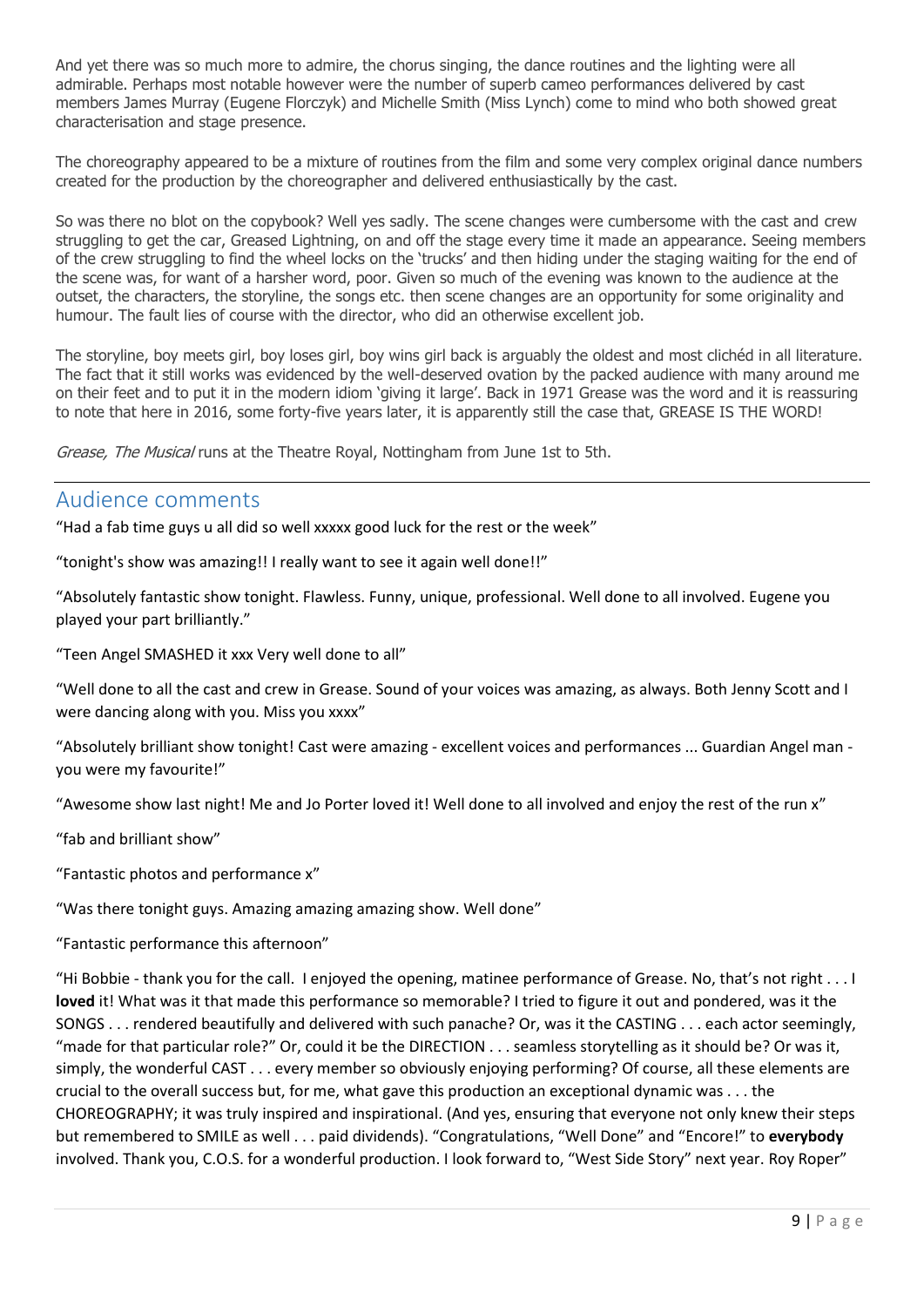And yet there was so much more to admire, the chorus singing, the dance routines and the lighting were all admirable. Perhaps most notable however were the number of superb cameo performances delivered by cast members James Murray (Eugene Florczyk) and Michelle Smith (Miss Lynch) come to mind who both showed great characterisation and stage presence.

The choreography appeared to be a mixture of routines from the film and some very complex original dance numbers created for the production by the choreographer and delivered enthusiastically by the cast.

So was there no blot on the copybook? Well yes sadly. The scene changes were cumbersome with the cast and crew struggling to get the car, Greased Lightning, on and off the stage every time it made an appearance. Seeing members of the crew struggling to find the wheel locks on the 'trucks' and then hiding under the staging waiting for the end of the scene was, for want of a harsher word, poor. Given so much of the evening was known to the audience at the outset, the characters, the storyline, the songs etc. then scene changes are an opportunity for some originality and humour. The fault lies of course with the director, who did an otherwise excellent job.

The storyline, boy meets girl, boy loses girl, boy wins girl back is arguably the oldest and most clichéd in all literature. The fact that it still works was evidenced by the well-deserved ovation by the packed audience with many around me on their feet and to put it in the modern idiom 'giving it large'. Back in 1971 Grease was the word and it is reassuring to note that here in 2016, some forty-five years later, it is apparently still the case that, GREASE IS THE WORD!

*Grease, The Musical* runs at the Theatre Royal, Nottingham from June 1st to 5th.

---

## Audience comments

"Had a fab time guys u all did so well xxxxx good luck for the rest or the week"

"tonight's show was amazing!! I really want to see it again well done!!"

"Absolutely fantastic show tonight. Flawless. Funny, unique, professional. Well done to all involved. Eugene you played your part brilliantly."

"Teen Angel SMASHED it xxx Very well done to all"

"Well done to all the cast and crew in Grease. Sound of your voices was amazing, as always. Both Jenny Scott and I were dancing along with you. Miss you xxxx"

"Absolutely brilliant show tonight! Cast were amazing - excellent voices and performances ... Guardian Angel man - you were my favourite!"

"Awesome show last night! Me and Jo Porter loved it! Well done to all involved and enjoy the rest of the run x"

"fab and brilliant show"

"Fantastic photos and performance x"

"Was there tonight guys. Amazing amazing amazing show. Well done"

"Fantastic performance this afternoon"

"Hi Bobbie - thank you for the call. I enjoyed the opening, matinee performance of Grease. No, that's not right . . . I **loved** it! What was it that made this performance so memorable? I tried to figure it out and pondered, was it the SONGS . . . rendered beautifully and delivered with such panache? Or, was it the CASTING . . . each actor seemingly, "made for that particular role?" Or, could it be the DIRECTION . . . seamless storytelling as it should be? Or was it, simply, the wonderful CAST . . . every member so obviously enjoying performing? Of course, all these elements are crucial to the overall success but, for me, what gave this production an exceptional dynamic was . . . the CHOREOGRAPHY; it was truly inspired and inspirational. (And yes, ensuring that everyone not only knew their steps but remembered to SMILE as well . . . paid dividends). "Congratulations, "Well Done" and "Encore!" to **everybody** involved. Thank you, C.O.S. for a wonderful production. I look forward to, "West Side Story" next year. Roy Roper"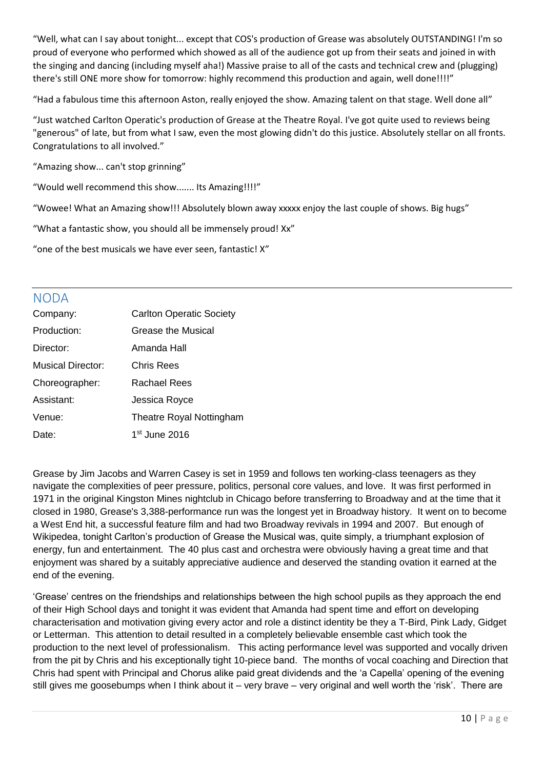"Well, what can I say about tonight... except that COS's production of Grease was absolutely OUTSTANDING! I'm so proud of everyone who performed which showed as all of the audience got up from their seats and joined in with the singing and dancing (including myself aha!) Massive praise to all of the casts and technical crew and (plugging) there's still ONE more show for tomorrow: highly recommend this production and again, well done!!!!"

"Had a fabulous time this afternoon Aston, really enjoyed the show. Amazing talent on that stage. Well done all"

"Just watched Carlton Operatic's production of Grease at the Theatre Royal. I've got quite used to reviews being "generous" of late, but from what I saw, even the most glowing didn't do this justice. Absolutely stellar on all fronts. Congratulations to all involved."

"Amazing show... can't stop grinning"

"Would well recommend this show....... Its Amazing!!!!"

"Wowee! What an Amazing show!!! Absolutely blown away xxxxx enjoy the last couple of shows. Big hugs"

"What a fantastic show, you should all be immensely proud! Xx"

"one of the best musicals we have ever seen, fantastic! X"

## NODA

| | |
|---|---|
| Company: | Carlton Operatic Society |
| Production: | Grease the Musical |
| Director: | Amanda Hall |
| Musical Director: | Chris Rees |
| Choreographer: | Rachael Rees |
| Assistant: | Jessica Royce |
| Venue: | Theatre Royal Nottingham |
| Date: | 1st June 2016 |

Grease by Jim Jacobs and Warren Casey is set in 1959 and follows ten working-class teenagers as they navigate the complexities of peer pressure, politics, personal core values, and love. It was first performed in 1971 in the original Kingston Mines nightclub in Chicago before transferring to Broadway and at the time that it closed in 1980, Grease's 3,388-performance run was the longest yet in Broadway history. It went on to become a West End hit, a successful feature film and had two Broadway revivals in 1994 and 2007. But enough of Wikipedea, tonight Carlton's production of Grease the Musical was, quite simply, a triumphant explosion of energy, fun and entertainment. The 40 plus cast and orchestra were obviously having a great time and that enjoyment was shared by a suitably appreciative audience and deserved the standing ovation it earned at the end of the evening.

'Grease' centres on the friendships and relationships between the high school pupils as they approach the end of their High School days and tonight it was evident that Amanda had spent time and effort on developing characterisation and motivation giving every actor and role a distinct identity be they a T-Bird, Pink Lady, Gidget or Letterman. This attention to detail resulted in a completely believable ensemble cast which took the production to the next level of professionalism. This acting performance level was supported and vocally driven from the pit by Chris and his exceptionally tight 10-piece band. The months of vocal coaching and Direction that Chris had spent with Principal and Chorus alike paid great dividends and the 'a Capella' opening of the evening still gives me goosebumps when I think about it – very brave – very original and well worth the 'risk'. There are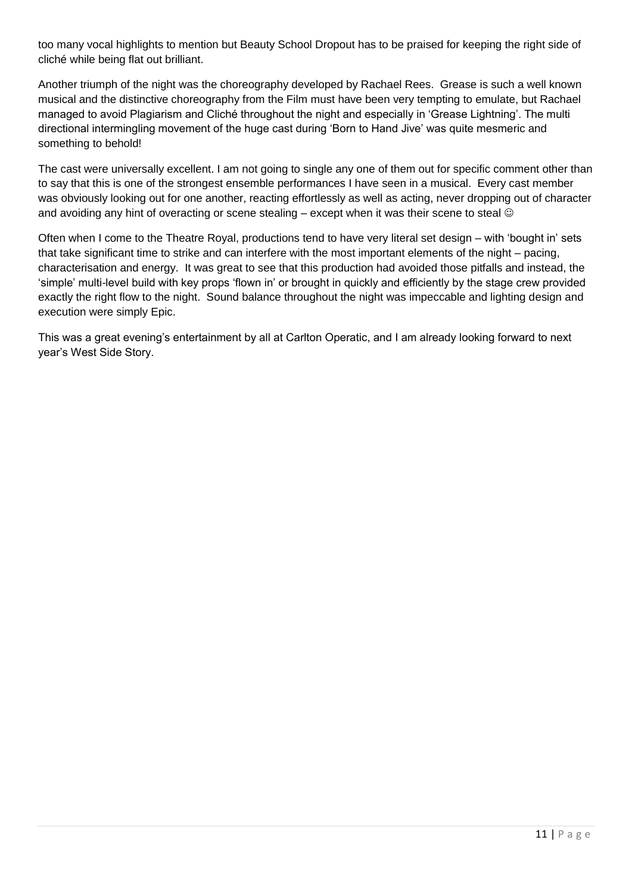too many vocal highlights to mention but Beauty School Dropout has to be praised for keeping the right side of cliché while being flat out brilliant.

Another triumph of the night was the choreography developed by Rachael Rees. Grease is such a well known musical and the distinctive choreography from the Film must have been very tempting to emulate, but Rachael managed to avoid Plagiarism and Cliché throughout the night and especially in 'Grease Lightning'. The multi directional intermingling movement of the huge cast during 'Born to Hand Jive' was quite mesmeric and something to behold!

The cast were universally excellent. I am not going to single any one of them out for specific comment other than to say that this is one of the strongest ensemble performances I have seen in a musical. Every cast member was obviously looking out for one another, reacting effortlessly as well as acting, never dropping out of character and avoiding any hint of overacting or scene stealing – except when it was their scene to steal ☺

Often when I come to the Theatre Royal, productions tend to have very literal set design – with 'bought in' sets that take significant time to strike and can interfere with the most important elements of the night – pacing, characterisation and energy. It was great to see that this production had avoided those pitfalls and instead, the 'simple' multi-level build with key props 'flown in' or brought in quickly and efficiently by the stage crew provided exactly the right flow to the night. Sound balance throughout the night was impeccable and lighting design and execution were simply Epic.

This was a great evening's entertainment by all at Carlton Operatic, and I am already looking forward to next year's West Side Story.